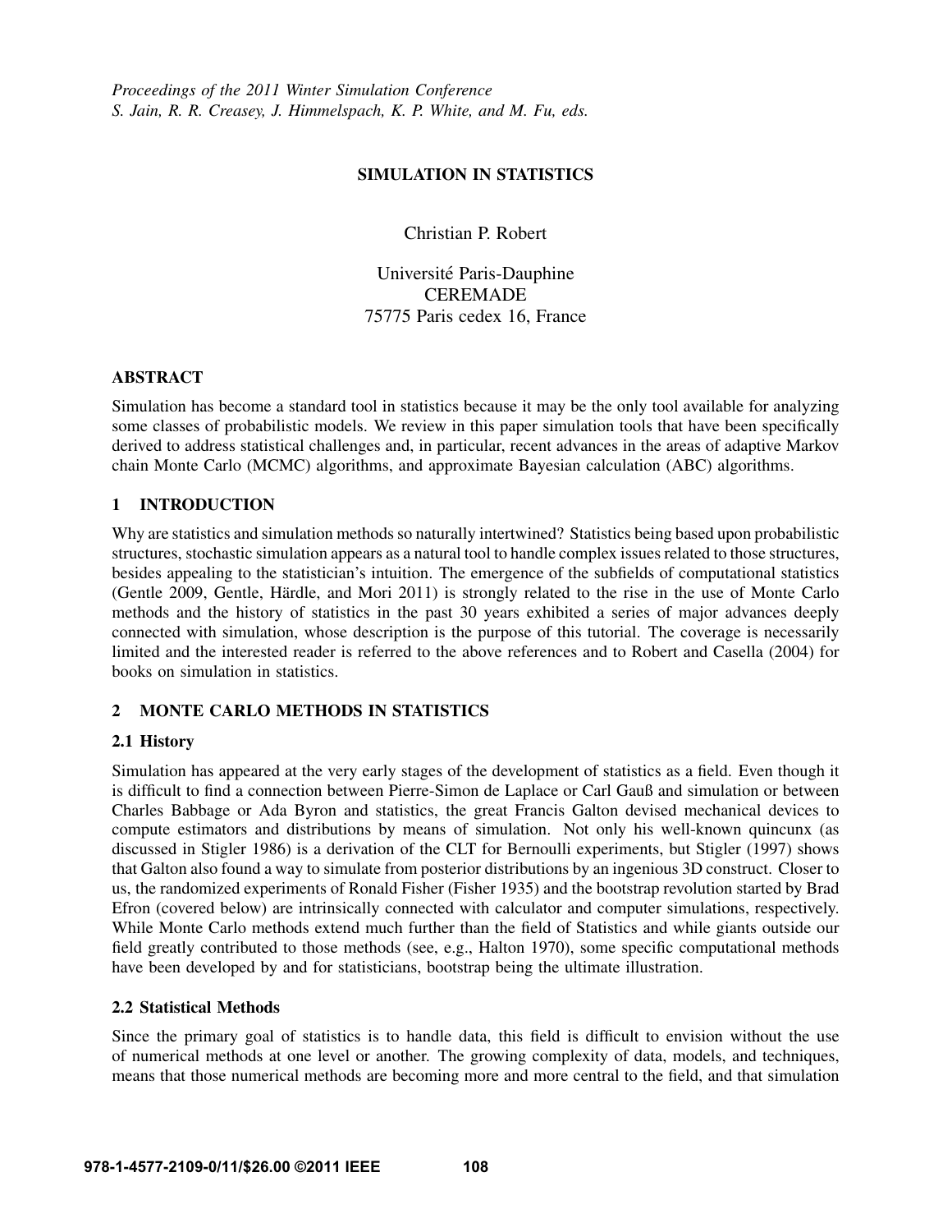*Proceedings of the 2011 Winter Simulation Conference*
*S. Jain, R. R. Creasey, J. Himmelspach, K. P. White, and M. Fu, eds.*

# SIMULATION IN STATISTICS

Christian P. Robert

Université Paris-Dauphine
CEREMADE
75775 Paris cedex 16, France

## ABSTRACT

Simulation has become a standard tool in statistics because it may be the only tool available for analyzing some classes of probabilistic models. We review in this paper simulation tools that have been specifically derived to address statistical challenges and, in particular, recent advances in the areas of adaptive Markov chain Monte Carlo (MCMC) algorithms, and approximate Bayesian calculation (ABC) algorithms.

## 1 INTRODUCTION

Why are statistics and simulation methods so naturally intertwined? Statistics being based upon probabilistic structures, stochastic simulation appears as a natural tool to handle complex issues related to those structures, besides appealing to the statistician's intuition. The emergence of the subfields of computational statistics (Gentle 2009, Gentle, Härdle, and Mori 2011) is strongly related to the rise in the use of Monte Carlo methods and the history of statistics in the past 30 years exhibited a series of major advances deeply connected with simulation, whose description is the purpose of this tutorial. The coverage is necessarily limited and the interested reader is referred to the above references and to Robert and Casella (2004) for books on simulation in statistics.

## 2 MONTE CARLO METHODS IN STATISTICS

### 2.1 History

Simulation has appeared at the very early stages of the development of statistics as a field. Even though it is difficult to find a connection between Pierre-Simon de Laplace or Carl Gauß and simulation or between Charles Babbage or Ada Byron and statistics, the great Francis Galton devised mechanical devices to compute estimators and distributions by means of simulation. Not only his well-known quincunx (as discussed in Stigler 1986) is a derivation of the CLT for Bernoulli experiments, but Stigler (1997) shows that Galton also found a way to simulate from posterior distributions by an ingenious 3D construct. Closer to us, the randomized experiments of Ronald Fisher (Fisher 1935) and the bootstrap revolution started by Brad Efron (covered below) are intrinsically connected with calculator and computer simulations, respectively. While Monte Carlo methods extend much further than the field of Statistics and while giants outside our field greatly contributed to those methods (see, e.g., Halton 1970), some specific computational methods have been developed by and for statisticians, bootstrap being the ultimate illustration.

### 2.2 Statistical Methods

Since the primary goal of statistics is to handle data, this field is difficult to envision without the use of numerical methods at one level or another. The growing complexity of data, models, and techniques, means that those numerical methods are becoming more and more central to the field, and that simulation

978-1-4577-2109-0/11/$26.00 ©2011 IEEE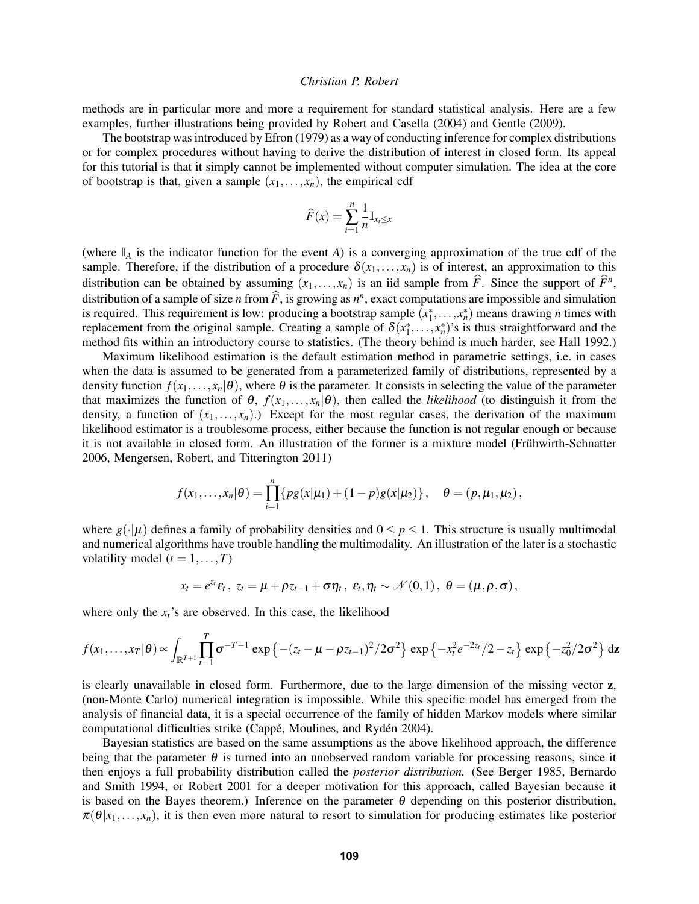methods are in particular more and more a requirement for standard statistical analysis. Here are a few examples, further illustrations being provided by Robert and Casella (2004) and Gentle (2009).

The bootstrap was introduced by Efron (1979) as a way of conducting inference for complex distributions or for complex procedures without having to derive the distribution of interest in closed form. Its appeal for this tutorial is that it simply cannot be implemented without computer simulation. The idea at the core of bootstrap is that, given a sample $(x_1,\ldots,x_n)$, the empirical cdf

$$\widehat{F}(x) = \sum_{i=1}^{n} \frac{1}{n} \mathbb{I}_{x_i \leq x}$$

(where $\mathbb{I}_A$ is the indicator function for the event $A$) is a converging approximation of the true cdf of the sample. Therefore, if the distribution of a procedure $\delta(x_1,\ldots,x_n)$ is of interest, an approximation to this distribution can be obtained by assuming $(x_1,\ldots,x_n)$ is an iid sample from $\widehat{F}$. Since the support of $\widehat{F}^n$, distribution of a sample of size $n$ from $\widehat{F}$, is growing as $n^n$, exact computations are impossible and simulation is required. This requirement is low: producing a bootstrap sample $(x_1^*,\ldots,x_n^*)$ means drawing $n$ times with replacement from the original sample. Creating a sample of $\delta(x_1^*,\ldots,x_n^*)$'s is thus straightforward and the method fits within an introductory course to statistics. (The theory behind is much harder, see Hall 1992.)

Maximum likelihood estimation is the default estimation method in parametric settings, i.e. in cases when the data is assumed to be generated from a parameterized family of distributions, represented by a density function $f(x_1,\ldots,x_n|\theta)$, where $\theta$ is the parameter. It consists in selecting the value of the parameter that maximizes the function of $\theta$, $f(x_1,\ldots,x_n|\theta)$, then called the *likelihood* (to distinguish it from the density, a function of $(x_1,\ldots,x_n)$.) Except for the most regular cases, the derivation of the maximum likelihood estimator is a troublesome process, either because the function is not regular enough or because it is not available in closed form. An illustration of the former is a mixture model (Frühwirth-Schnatter 2006, Mengersen, Robert, and Titterington 2011)

$$f(x_1,\ldots,x_n|\theta) = \prod_{i=1}^{n} \{ p g(x|\mu_1) + (1-p) g(x|\mu_2) \}, \quad \theta = (p,\mu_1,\mu_2),$$

where $g(\cdot|\mu)$ defines a family of probability densities and $0 \leq p \leq 1$. This structure is usually multimodal and numerical algorithms have trouble handling the multimodality. An illustration of the later is a stochastic volatility model $(t = 1,\ldots,T)$

$$x_t = e^{z_t} \varepsilon_t\,,\ z_t = \mu + \rho z_{t-1} + \sigma \eta_t\,,\ \varepsilon_t, \eta_t \sim \mathscr{N}(0,1)\,,\ \theta = (\mu,\rho,\sigma)\,,$$

where only the $x_t$'s are observed. In this case, the likelihood

$$f(x_1,\ldots,x_T|\theta) \propto \int_{\mathbb{R}^{T+1}} \prod_{t=1}^{T} \sigma^{-T-1} \exp\left\{-(z_t - \mu - \rho z_{t-1})^2/2\sigma^2\right\} \exp\left\{-x_t^2 e^{-2z_t}/2 - z_t\right\} \exp\left\{-z_0^2/2\sigma^2\right\} \mathrm{d}\mathbf{z}$$

is clearly unavailable in closed form. Furthermore, due to the large dimension of the missing vector $\mathbf{z}$, (non-Monte Carlo) numerical integration is impossible. While this specific model has emerged from the analysis of financial data, it is a special occurrence of the family of hidden Markov models where similar computational difficulties strike (Cappé, Moulines, and Rydén 2004).

Bayesian statistics are based on the same assumptions as the above likelihood approach, the difference being that the parameter $\theta$ is turned into an unobserved random variable for processing reasons, since it then enjoys a full probability distribution called the *posterior distribution.* (See Berger 1985, Bernardo and Smith 1994, or Robert 2001 for a deeper motivation for this approach, called Bayesian because it is based on the Bayes theorem.) Inference on the parameter $\theta$ depending on this posterior distribution, $\pi(\theta|x_1,\ldots,x_n)$, it is then even more natural to resort to simulation for producing estimates like posterior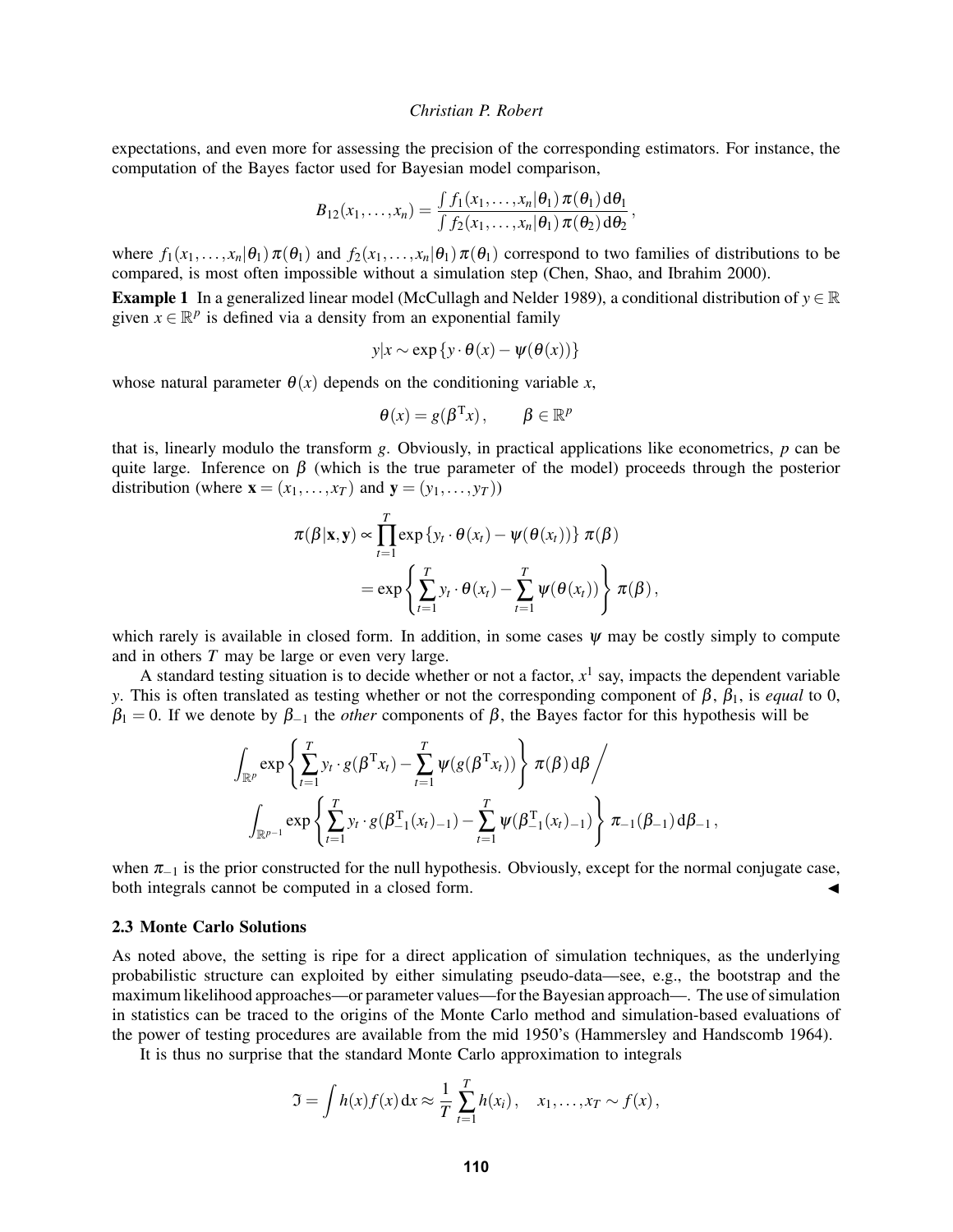expectations, and even more for assessing the precision of the corresponding estimators. For instance, the computation of the Bayes factor used for Bayesian model comparison,

$$B_{12}(x_1,\ldots,x_n) = \frac{\int f_1(x_1,\ldots,x_n|\theta_1)\,\pi(\theta_1)\,\mathrm{d}\theta_1}{\int f_2(x_1,\ldots,x_n|\theta_1)\,\pi(\theta_2)\,\mathrm{d}\theta_2}\,,$$

where $f_1(x_1,\ldots,x_n|\theta_1)\,\pi(\theta_1)$ and $f_2(x_1,\ldots,x_n|\theta_1)\,\pi(\theta_1)$ correspond to two families of distributions to be compared, is most often impossible without a simulation step (Chen, Shao, and Ibrahim 2000).

**Example 1** In a generalized linear model (McCullagh and Nelder 1989), a conditional distribution of $y \in \mathbb{R}$ given $x \in \mathbb{R}^p$ is defined via a density from an exponential family

$$y|x \sim \exp\{y\cdot\theta(x) - \psi(\theta(x))\}$$

whose natural parameter $\theta(x)$ depends on the conditioning variable $x$,

$$\theta(x) = g(\beta^{\mathrm{T}}x)\,, \qquad \beta \in \mathbb{R}^p$$

that is, linearly modulo the transform $g$. Obviously, in practical applications like econometrics, $p$ can be quite large. Inference on $\beta$ (which is the true parameter of the model) proceeds through the posterior distribution (where $\mathbf{x} = (x_1,\ldots,x_T)$ and $\mathbf{y} = (y_1,\ldots,y_T)$)

$$\begin{aligned}\pi(\beta|\mathbf{x},\mathbf{y}) &\propto \prod_{t=1}^{T}\exp\{y_t\cdot\theta(x_t) - \psi(\theta(x_t))\}\,\pi(\beta)\\ &= \exp\left\{\sum_{t=1}^{T} y_t\cdot\theta(x_t) - \sum_{t=1}^{T}\psi(\theta(x_t))\right\}\pi(\beta)\,,\end{aligned}$$

which rarely is available in closed form. In addition, in some cases $\psi$ may be costly simply to compute and in others $T$ may be large or even very large.

A standard testing situation is to decide whether or not a factor, $x^1$ say, impacts the dependent variable $y$. This is often translated as testing whether or not the corresponding component of $\beta$, $\beta_1$, is *equal* to 0, $\beta_1 = 0$. If we denote by $\beta_{-1}$ the *other* components of $\beta$, the Bayes factor for this hypothesis will be

$$\begin{aligned}&\int_{\mathbb{R}^p}\exp\left\{\sum_{t=1}^{T} y_t\cdot g(\beta^{\mathrm{T}}x_t) - \sum_{t=1}^{T}\psi(g(\beta^{\mathrm{T}}x_t))\right\}\pi(\beta)\,\mathrm{d}\beta \Bigg/\\ &\qquad\int_{\mathbb{R}^{p-1}}\exp\left\{\sum_{t=1}^{T} y_t\cdot g(\beta_{-1}^{\mathrm{T}}(x_t)_{-1}) - \sum_{t=1}^{T}\psi(\beta_{-1}^{\mathrm{T}}(x_t)_{-1})\right\}\pi_{-1}(\beta_{-1})\,\mathrm{d}\beta_{-1}\,,\end{aligned}$$

when $\pi_{-1}$ is the prior constructed for the null hypothesis. Obviously, except for the normal conjugate case, both integrals cannot be computed in a closed form. ◀

### 2.3 Monte Carlo Solutions

As noted above, the setting is ripe for a direct application of simulation techniques, as the underlying probabilistic structure can exploited by either simulating pseudo-data—see, e.g., the bootstrap and the maximum likelihood approaches—or parameter values—for the Bayesian approach—. The use of simulation in statistics can be traced to the origins of the Monte Carlo method and simulation-based evaluations of the power of testing procedures are available from the mid 1950's (Hammersley and Handscomb 1964).

It is thus no surprise that the standard Monte Carlo approximation to integrals

$$\mathfrak{I} = \int h(x)f(x)\,\mathrm{d}x \approx \frac{1}{T}\sum_{t=1}^{T} h(x_i)\,, \quad x_1,\ldots,x_T \sim f(x)\,,$$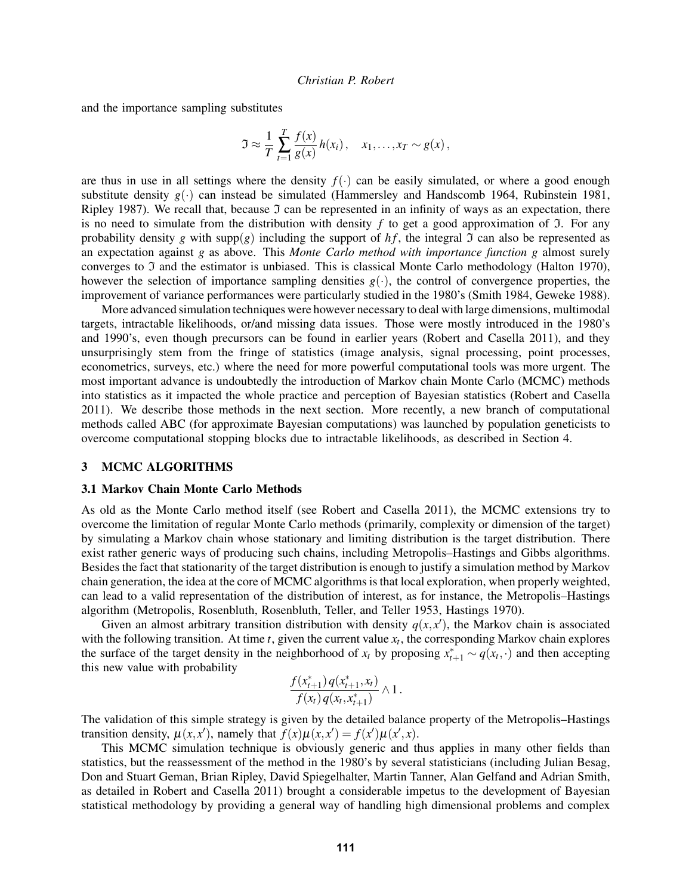and the importance sampling substitutes

$$\mathfrak{I} \approx \frac{1}{T}\sum_{t=1}^{T}\frac{f(x)}{g(x)}h(x_i), \quad x_1,\ldots,x_T \sim g(x),$$

are thus in use in all settings where the density $f(\cdot)$ can be easily simulated, or where a good enough substitute density $g(\cdot)$ can instead be simulated (Hammersley and Handscomb 1964, Rubinstein 1981, Ripley 1987). We recall that, because $\mathfrak{I}$ can be represented in an infinity of ways as an expectation, there is no need to simulate from the distribution with density $f$ to get a good approximation of $\mathfrak{I}$. For any probability density $g$ with $\text{supp}(g)$ including the support of $hf$, the integral $\mathfrak{I}$ can also be represented as an expectation against $g$ as above. This *Monte Carlo method with importance function g* almost surely converges to $\mathfrak{I}$ and the estimator is unbiased. This is classical Monte Carlo methodology (Halton 1970), however the selection of importance sampling densities $g(\cdot)$, the control of convergence properties, the improvement of variance performances were particularly studied in the 1980's (Smith 1984, Geweke 1988).

More advanced simulation techniques were however necessary to deal with large dimensions, multimodal targets, intractable likelihoods, or/and missing data issues. Those were mostly introduced in the 1980's and 1990's, even though precursors can be found in earlier years (Robert and Casella 2011), and they unsurprisingly stem from the fringe of statistics (image analysis, signal processing, point processes, econometrics, surveys, etc.) where the need for more powerful computational tools was more urgent. The most important advance is undoubtedly the introduction of Markov chain Monte Carlo (MCMC) methods into statistics as it impacted the whole practice and perception of Bayesian statistics (Robert and Casella 2011). We describe those methods in the next section. More recently, a new branch of computational methods called ABC (for approximate Bayesian computations) was launched by population geneticists to overcome computational stopping blocks due to intractable likelihoods, as described in Section 4.

## 3 MCMC ALGORITHMS

### 3.1 Markov Chain Monte Carlo Methods

As old as the Monte Carlo method itself (see Robert and Casella 2011), the MCMC extensions try to overcome the limitation of regular Monte Carlo methods (primarily, complexity or dimension of the target) by simulating a Markov chain whose stationary and limiting distribution is the target distribution. There exist rather generic ways of producing such chains, including Metropolis–Hastings and Gibbs algorithms. Besides the fact that stationarity of the target distribution is enough to justify a simulation method by Markov chain generation, the idea at the core of MCMC algorithms is that local exploration, when properly weighted, can lead to a valid representation of the distribution of interest, as for instance, the Metropolis–Hastings algorithm (Metropolis, Rosenbluth, Rosenbluth, Teller, and Teller 1953, Hastings 1970).

Given an almost arbitrary transition distribution with density $q(x,x')$, the Markov chain is associated with the following transition. At time $t$, given the current value $x_t$, the corresponding Markov chain explores the surface of the target density in the neighborhood of $x_t$ by proposing $x^*_{t+1} \sim q(x_t,\cdot)$ and then accepting this new value with probability

$$\frac{f(x^*_{t+1})\,q(x^*_{t+1},x_t)}{f(x_t)\,q(x_t,x^*_{t+1})} \wedge 1\,.$$

The validation of this simple strategy is given by the detailed balance property of the Metropolis–Hastings transition density, $\mu(x,x')$, namely that $f(x)\mu(x,x') = f(x')\mu(x',x)$.

This MCMC simulation technique is obviously generic and thus applies in many other fields than statistics, but the reassessment of the method in the 1980's by several statisticians (including Julian Besag, Don and Stuart Geman, Brian Ripley, David Spiegelhalter, Martin Tanner, Alan Gelfand and Adrian Smith, as detailed in Robert and Casella 2011) brought a considerable impetus to the development of Bayesian statistical methodology by providing a general way of handling high dimensional problems and complex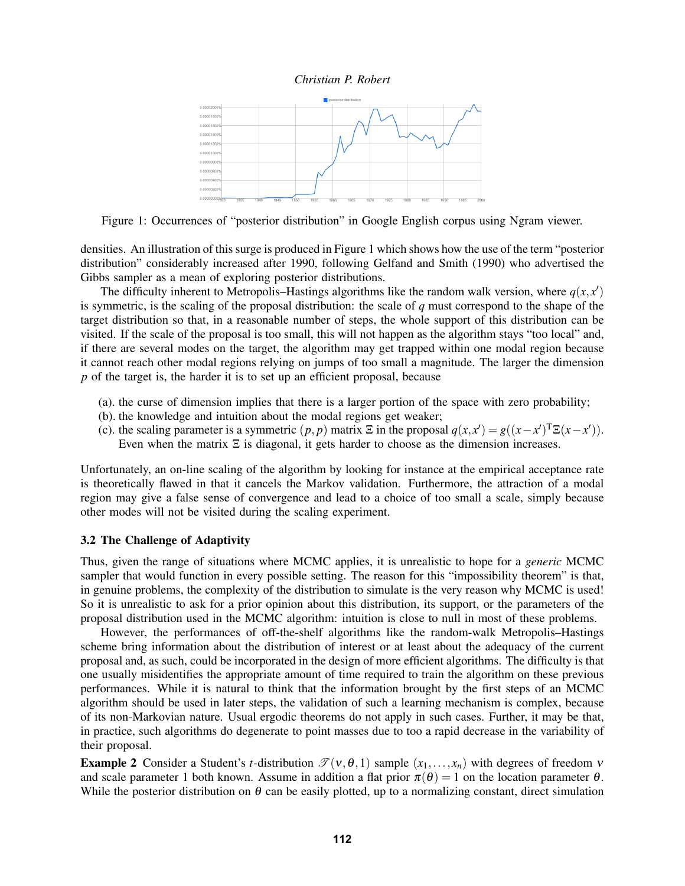posterior distribution

0.000020000%
0.000018000%
0.000016000%
0.000014000%
0.000012000%
0.000010000%
0.000008000%
0.000006000%
0.000004000%
0.000002000%
0.000000000%

1930 1935 1940 1945 1950 1955 1960 1965 1970 1975 1980 1985 1990 1995 2000

Figure 1: Occurrences of "posterior distribution" in Google English corpus using Ngram viewer.

densities. An illustration of this surge is produced in Figure 1 which shows how the use of the term "posterior distribution" considerably increased after 1990, following Gelfand and Smith (1990) who advertised the Gibbs sampler as a mean of exploring posterior distributions.

The difficulty inherent to Metropolis–Hastings algorithms like the random walk version, where $q(x,x')$ is symmetric, is the scaling of the proposal distribution: the scale of $q$ must correspond to the shape of the target distribution so that, in a reasonable number of steps, the whole support of this distribution can be visited. If the scale of the proposal is too small, this will not happen as the algorithm stays "too local" and, if there are several modes on the target, the algorithm may get trapped within one modal region because it cannot reach other modal regions relying on jumps of too small a magnitude. The larger the dimension $p$ of the target is, the harder it is to set up an efficient proposal, because

(a). the curse of dimension implies that there is a larger portion of the space with zero probability;
(b). the knowledge and intuition about the modal regions get weaker;
(c). the scaling parameter is a symmetric $(p,p)$ matrix $\Xi$ in the proposal $q(x,x') = g((x-x')^{\mathrm{T}}\Xi(x-x'))$. Even when the matrix $\Xi$ is diagonal, it gets harder to choose as the dimension increases.

Unfortunately, an on-line scaling of the algorithm by looking for instance at the empirical acceptance rate is theoretically flawed in that it cancels the Markov validation. Furthermore, the attraction of a modal region may give a false sense of convergence and lead to a choice of too small a scale, simply because other modes will not be visited during the scaling experiment.

### 3.2 The Challenge of Adaptivity

Thus, given the range of situations where MCMC applies, it is unrealistic to hope for a *generic* MCMC sampler that would function in every possible setting. The reason for this "impossibility theorem" is that, in genuine problems, the complexity of the distribution to simulate is the very reason why MCMC is used! So it is unrealistic to ask for a prior opinion about this distribution, its support, or the parameters of the proposal distribution used in the MCMC algorithm: intuition is close to null in most of these problems.

However, the performances of off-the-shelf algorithms like the random-walk Metropolis–Hastings scheme bring information about the distribution of interest or at least about the adequacy of the current proposal and, as such, could be incorporated in the design of more efficient algorithms. The difficulty is that one usually misidentifies the appropriate amount of time required to train the algorithm on these previous performances. While it is natural to think that the information brought by the first steps of an MCMC algorithm should be used in later steps, the validation of such a learning mechanism is complex, because of its non-Markovian nature. Usual ergodic theorems do not apply in such cases. Further, it may be that, in practice, such algorithms do degenerate to point masses due to too a rapid decrease in the variability of their proposal.

**Example 2** Consider a Student's $t$-distribution $\mathscr{T}(\nu,\theta,1)$ sample $(x_1,\ldots,x_n)$ with degrees of freedom $\nu$ and scale parameter 1 both known. Assume in addition a flat prior $\pi(\theta)=1$ on the location parameter $\theta$. While the posterior distribution on $\theta$ can be easily plotted, up to a normalizing constant, direct simulation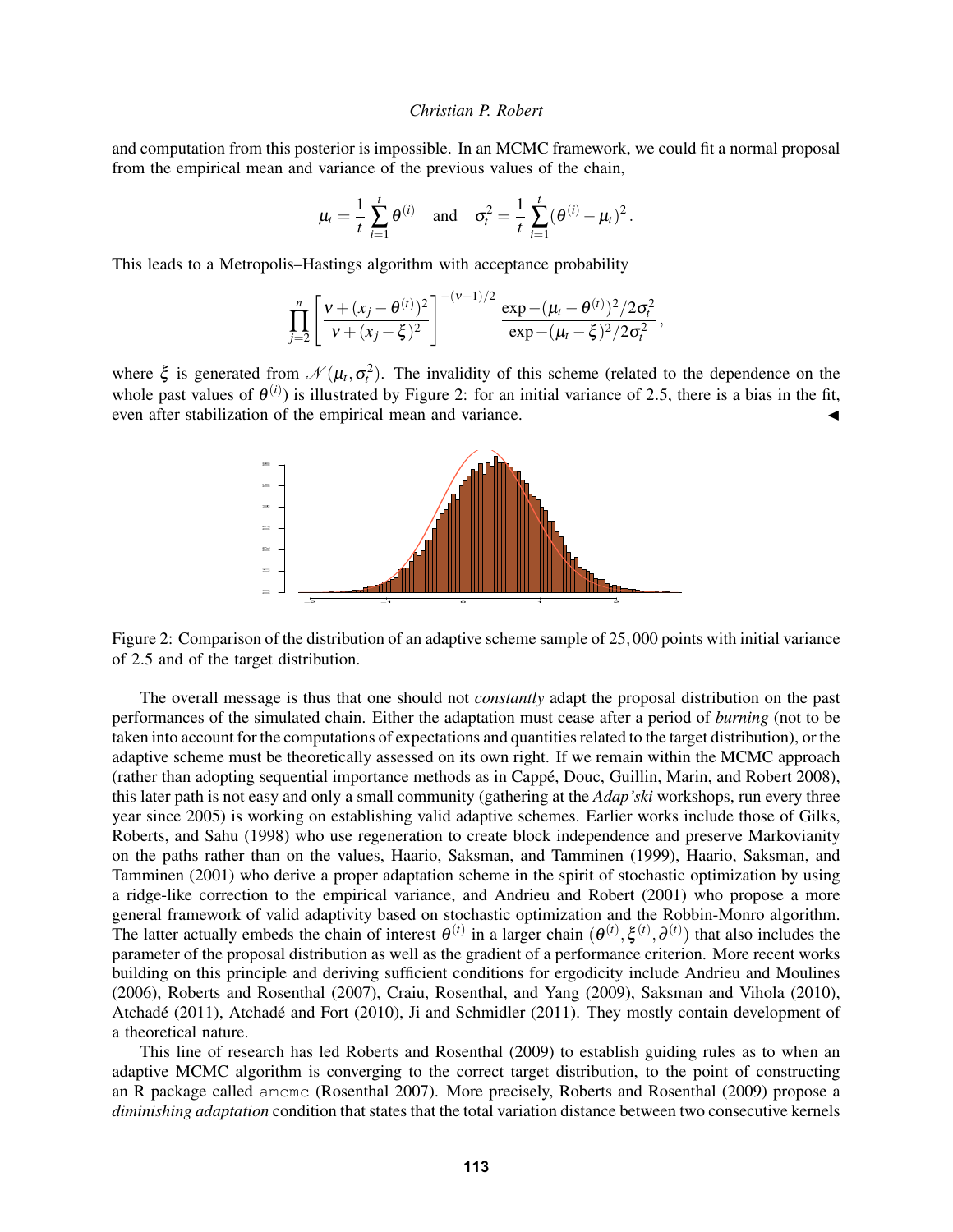and computation from this posterior is impossible. In an MCMC framework, we could fit a normal proposal from the empirical mean and variance of the previous values of the chain,

$$\mu_t = \frac{1}{t}\sum_{i=1}^{t} \theta^{(i)} \quad \text{and} \quad \sigma_t^2 = \frac{1}{t}\sum_{i=1}^{t} (\theta^{(i)} - \mu_t)^2 .$$

This leads to a Metropolis–Hastings algorithm with acceptance probability

$$\prod_{j=2}^{n} \left[ \frac{\nu + (x_j - \theta^{(t)})^2}{\nu + (x_j - \xi)^2} \right]^{-(\nu+1)/2} \frac{\exp -(\mu_t - \theta^{(t)})^2 / 2\sigma_t^2}{\exp -(\mu_t - \xi)^2 / 2\sigma_t^2} ,$$

where $\xi$ is generated from $\mathcal{N}(\mu_t, \sigma_t^2)$. The invalidity of this scheme (related to the dependence on the whole past values of $\theta^{(i)}$) is illustrated by Figure 2: for an initial variance of 2.5, there is a bias in the fit, even after stabilization of the empirical mean and variance. ◀

Figure 2: Comparison of the distribution of an adaptive scheme sample of 25,000 points with initial variance of 2.5 and of the target distribution.

The overall message is thus that one should not *constantly* adapt the proposal distribution on the past performances of the simulated chain. Either the adaptation must cease after a period of *burning* (not to be taken into account for the computations of expectations and quantities related to the target distribution), or the adaptive scheme must be theoretically assessed on its own right. If we remain within the MCMC approach (rather than adopting sequential importance methods as in Cappé, Douc, Guillin, Marin, and Robert 2008), this later path is not easy and only a small community (gathering at the *Adap'ski* workshops, run every three year since 2005) is working on establishing valid adaptive schemes. Earlier works include those of Gilks, Roberts, and Sahu (1998) who use regeneration to create block independence and preserve Markovianity on the paths rather than on the values, Haario, Saksman, and Tamminen (1999), Haario, Saksman, and Tamminen (2001) who derive a proper adaptation scheme in the spirit of stochastic optimization by using a ridge-like correction to the empirical variance, and Andrieu and Robert (2001) who propose a more general framework of valid adaptivity based on stochastic optimization and the Robbin-Monro algorithm. The latter actually embeds the chain of interest $\theta^{(t)}$ in a larger chain $(\theta^{(t)}, \xi^{(t)}, \partial^{(t)})$ that also includes the parameter of the proposal distribution as well as the gradient of a performance criterion. More recent works building on this principle and deriving sufficient conditions for ergodicity include Andrieu and Moulines (2006), Roberts and Rosenthal (2007), Craiu, Rosenthal, and Yang (2009), Saksman and Vihola (2010), Atchadé (2011), Atchadé and Fort (2010), Ji and Schmidler (2011). They mostly contain development of a theoretical nature.

This line of research has led Roberts and Rosenthal (2009) to establish guiding rules as to when an adaptive MCMC algorithm is converging to the correct target distribution, to the point of constructing an R package called `amcmc` (Rosenthal 2007). More precisely, Roberts and Rosenthal (2009) propose a *diminishing adaptation* condition that states that the total variation distance between two consecutive kernels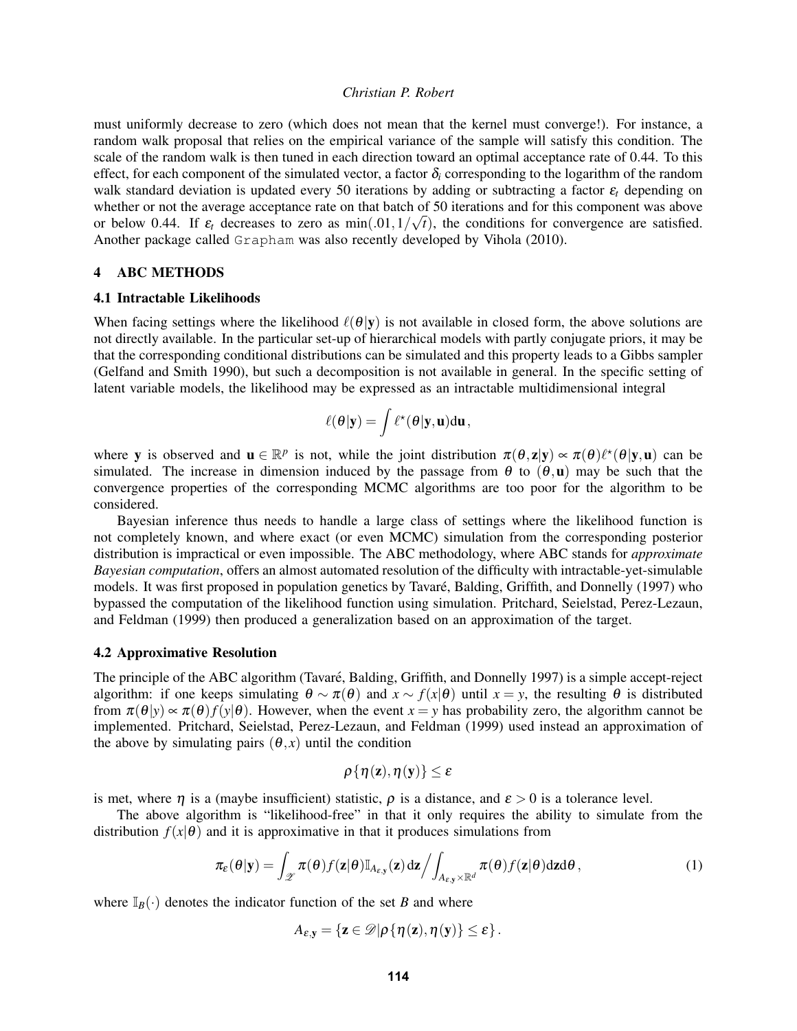must uniformly decrease to zero (which does not mean that the kernel must converge!). For instance, a random walk proposal that relies on the empirical variance of the sample will satisfy this condition. The scale of the random walk is then tuned in each direction toward an optimal acceptance rate of 0.44. To this effect, for each component of the simulated vector, a factor $\delta_i$ corresponding to the logarithm of the random walk standard deviation is updated every 50 iterations by adding or subtracting a factor $\varepsilon_t$ depending on whether or not the average acceptance rate on that batch of 50 iterations and for this component was above or below 0.44. If $\varepsilon_t$ decreases to zero as $\min(.01, 1/\sqrt{t})$, the conditions for convergence are satisfied. Another package called Grapham was also recently developed by Vihola (2010).

## 4 ABC METHODS

### 4.1 Intractable Likelihoods

When facing settings where the likelihood $\ell(\theta|\mathbf{y})$ is not available in closed form, the above solutions are not directly available. In the particular set-up of hierarchical models with partly conjugate priors, it may be that the corresponding conditional distributions can be simulated and this property leads to a Gibbs sampler (Gelfand and Smith 1990), but such a decomposition is not available in general. In the specific setting of latent variable models, the likelihood may be expressed as an intractable multidimensional integral

$$\ell(\theta|\mathbf{y}) = \int \ell^\star(\theta|\mathbf{y},\mathbf{u})\mathrm{d}\mathbf{u},$$

where $\mathbf{y}$ is observed and $\mathbf{u} \in \mathbb{R}^p$ is not, while the joint distribution $\pi(\theta,\mathbf{z}|\mathbf{y}) \propto \pi(\theta)\ell^\star(\theta|\mathbf{y},\mathbf{u})$ can be simulated. The increase in dimension induced by the passage from $\theta$ to $(\theta,\mathbf{u})$ may be such that the convergence properties of the corresponding MCMC algorithms are too poor for the algorithm to be considered.

Bayesian inference thus needs to handle a large class of settings where the likelihood function is not completely known, and where exact (or even MCMC) simulation from the corresponding posterior distribution is impractical or even impossible. The ABC methodology, where ABC stands for *approximate Bayesian computation*, offers an almost automated resolution of the difficulty with intractable-yet-simulable models. It was first proposed in population genetics by Tavaré, Balding, Griffith, and Donnelly (1997) who bypassed the computation of the likelihood function using simulation. Pritchard, Seielstad, Perez-Lezaun, and Feldman (1999) then produced a generalization based on an approximation of the target.

### 4.2 Approximative Resolution

The principle of the ABC algorithm (Tavaré, Balding, Griffith, and Donnelly 1997) is a simple accept-reject algorithm: if one keeps simulating $\theta \sim \pi(\theta)$ and $x \sim f(x|\theta)$ until $x = y$, the resulting $\theta$ is distributed from $\pi(\theta|y) \propto \pi(\theta)f(y|\theta)$. However, when the event $x = y$ has probability zero, the algorithm cannot be implemented. Pritchard, Seielstad, Perez-Lezaun, and Feldman (1999) used instead an approximation of the above by simulating pairs $(\theta,x)$ until the condition

$$\rho\{\eta(\mathbf{z}),\eta(\mathbf{y})\} \leq \varepsilon$$

is met, where $\eta$ is a (maybe insufficient) statistic, $\rho$ is a distance, and $\varepsilon > 0$ is a tolerance level.

The above algorithm is "likelihood-free" in that it only requires the ability to simulate from the distribution $f(x|\theta)$ and it is approximative in that it produces simulations from

$$\pi_\varepsilon(\theta|\mathbf{y}) = \int_{\mathscr{Z}} \pi(\theta)f(\mathbf{z}|\theta)\mathbb{I}_{A_{\varepsilon,\mathbf{y}}}(\mathbf{z})\,\mathrm{d}\mathbf{z}\bigg/\int_{A_{\varepsilon,\mathbf{y}}\times\mathbb{R}^d} \pi(\theta)f(\mathbf{z}|\theta)\mathrm{d}\mathbf{z}\mathrm{d}\theta\,, \tag{1}$$

where $\mathbb{I}_B(\cdot)$ denotes the indicator function of the set $B$ and where

$$A_{\varepsilon,\mathbf{y}} = \{\mathbf{z} \in \mathscr{D} | \rho\{\eta(\mathbf{z}),\eta(\mathbf{y})\} \leq \varepsilon\}.$$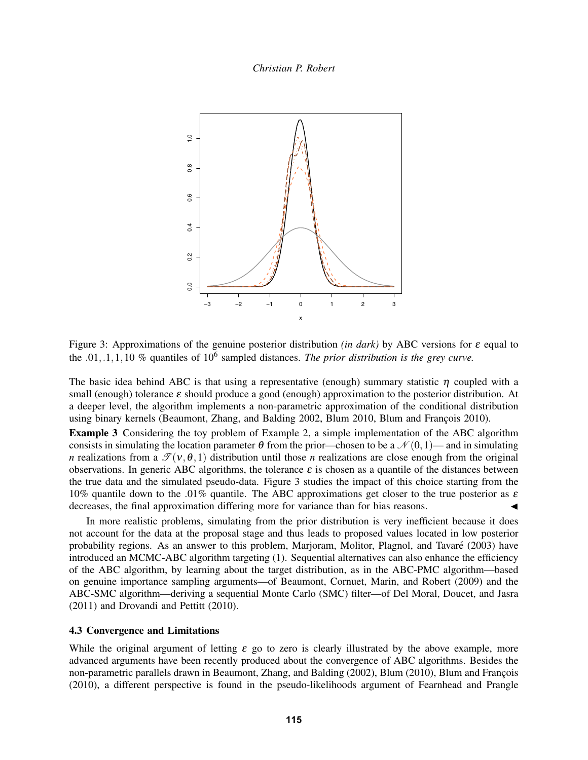Figure 3: Approximations of the genuine posterior distribution *(in dark)* by ABC versions for $\varepsilon$ equal to the $.01, .1, 1, 10$ % quantiles of $10^6$ sampled distances. *The prior distribution is the grey curve.*

The basic idea behind ABC is that using a representative (enough) summary statistic $\eta$ coupled with a small (enough) tolerance $\varepsilon$ should produce a good (enough) approximation to the posterior distribution. At a deeper level, the algorithm implements a non-parametric approximation of the conditional distribution using binary kernels (Beaumont, Zhang, and Balding 2002, Blum 2010, Blum and François 2010).

**Example 3** Considering the toy problem of Example 2, a simple implementation of the ABC algorithm consists in simulating the location parameter $\theta$ from the prior—chosen to be a $\mathcal{N}(0,1)$— and in simulating $n$ realizations from a $\mathcal{T}(\nu, \theta, 1)$ distribution until those $n$ realizations are close enough from the original observations. In generic ABC algorithms, the tolerance $\varepsilon$ is chosen as a quantile of the distances between the true data and the simulated pseudo-data. Figure 3 studies the impact of this choice starting from the 10% quantile down to the .01% quantile. The ABC approximations get closer to the true posterior as $\varepsilon$ decreases, the final approximation differing more for variance than for bias reasons. ◀

In more realistic problems, simulating from the prior distribution is very inefficient because it does not account for the data at the proposal stage and thus leads to proposed values located in low posterior probability regions. As an answer to this problem, Marjoram, Molitor, Plagnol, and Tavaré (2003) have introduced an MCMC-ABC algorithm targeting (1). Sequential alternatives can also enhance the efficiency of the ABC algorithm, by learning about the target distribution, as in the ABC-PMC algorithm—based on genuine importance sampling arguments—of Beaumont, Cornuet, Marin, and Robert (2009) and the ABC-SMC algorithm—deriving a sequential Monte Carlo (SMC) filter—of Del Moral, Doucet, and Jasra (2011) and Drovandi and Pettitt (2010).

### 4.3 Convergence and Limitations

While the original argument of letting $\varepsilon$ go to zero is clearly illustrated by the above example, more advanced arguments have been recently produced about the convergence of ABC algorithms. Besides the non-parametric parallels drawn in Beaumont, Zhang, and Balding (2002), Blum (2010), Blum and François (2010), a different perspective is found in the pseudo-likelihoods argument of Fearnhead and Prangle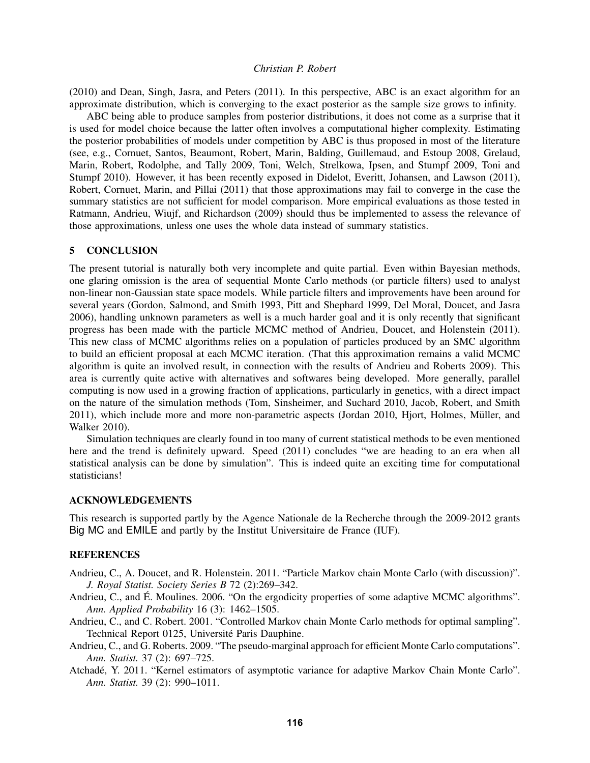(2010) and Dean, Singh, Jasra, and Peters (2011). In this perspective, ABC is an exact algorithm for an approximate distribution, which is converging to the exact posterior as the sample size grows to infinity.

ABC being able to produce samples from posterior distributions, it does not come as a surprise that it is used for model choice because the latter often involves a computational higher complexity. Estimating the posterior probabilities of models under competition by ABC is thus proposed in most of the literature (see, e.g., Cornuet, Santos, Beaumont, Robert, Marin, Balding, Guillemaud, and Estoup 2008, Grelaud, Marin, Robert, Rodolphe, and Tally 2009, Toni, Welch, Strelkowa, Ipsen, and Stumpf 2009, Toni and Stumpf 2010). However, it has been recently exposed in Didelot, Everitt, Johansen, and Lawson (2011), Robert, Cornuet, Marin, and Pillai (2011) that those approximations may fail to converge in the case the summary statistics are not sufficient for model comparison. More empirical evaluations as those tested in Ratmann, Andrieu, Wiujf, and Richardson (2009) should thus be implemented to assess the relevance of those approximations, unless one uses the whole data instead of summary statistics.

## 5 CONCLUSION

The present tutorial is naturally both very incomplete and quite partial. Even within Bayesian methods, one glaring omission is the area of sequential Monte Carlo methods (or particle filters) used to analyst non-linear non-Gaussian state space models. While particle filters and improvements have been around for several years (Gordon, Salmond, and Smith 1993, Pitt and Shephard 1999, Del Moral, Doucet, and Jasra 2006), handling unknown parameters as well is a much harder goal and it is only recently that significant progress has been made with the particle MCMC method of Andrieu, Doucet, and Holenstein (2011). This new class of MCMC algorithms relies on a population of particles produced by an SMC algorithm to build an efficient proposal at each MCMC iteration. (That this approximation remains a valid MCMC algorithm is quite an involved result, in connection with the results of Andrieu and Roberts 2009). This area is currently quite active with alternatives and softwares being developed. More generally, parallel computing is now used in a growing fraction of applications, particularly in genetics, with a direct impact on the nature of the simulation methods (Tom, Sinsheimer, and Suchard 2010, Jacob, Robert, and Smith 2011), which include more and more non-parametric aspects (Jordan 2010, Hjort, Holmes, Müller, and Walker 2010).

Simulation techniques are clearly found in too many of current statistical methods to be even mentioned here and the trend is definitely upward. Speed (2011) concludes "we are heading to an era when all statistical analysis can be done by simulation". This is indeed quite an exciting time for computational statisticians!

## ACKNOWLEDGEMENTS

This research is supported partly by the Agence Nationale de la Recherche through the 2009-2012 grants Big MC and EMILE and partly by the Institut Universitaire de France (IUF).

## REFERENCES

Andrieu, C., A. Doucet, and R. Holenstein. 2011. "Particle Markov chain Monte Carlo (with discussion)". *J. Royal Statist. Society Series B* 72 (2):269–342.

Andrieu, C., and É. Moulines. 2006. "On the ergodicity properties of some adaptive MCMC algorithms". *Ann. Applied Probability* 16 (3): 1462–1505.

Andrieu, C., and C. Robert. 2001. "Controlled Markov chain Monte Carlo methods for optimal sampling". Technical Report 0125, Université Paris Dauphine.

Andrieu, C., and G. Roberts. 2009. "The pseudo-marginal approach for efficient Monte Carlo computations". *Ann. Statist.* 37 (2): 697–725.

Atchadé, Y. 2011. "Kernel estimators of asymptotic variance for adaptive Markov Chain Monte Carlo". *Ann. Statist.* 39 (2): 990–1011.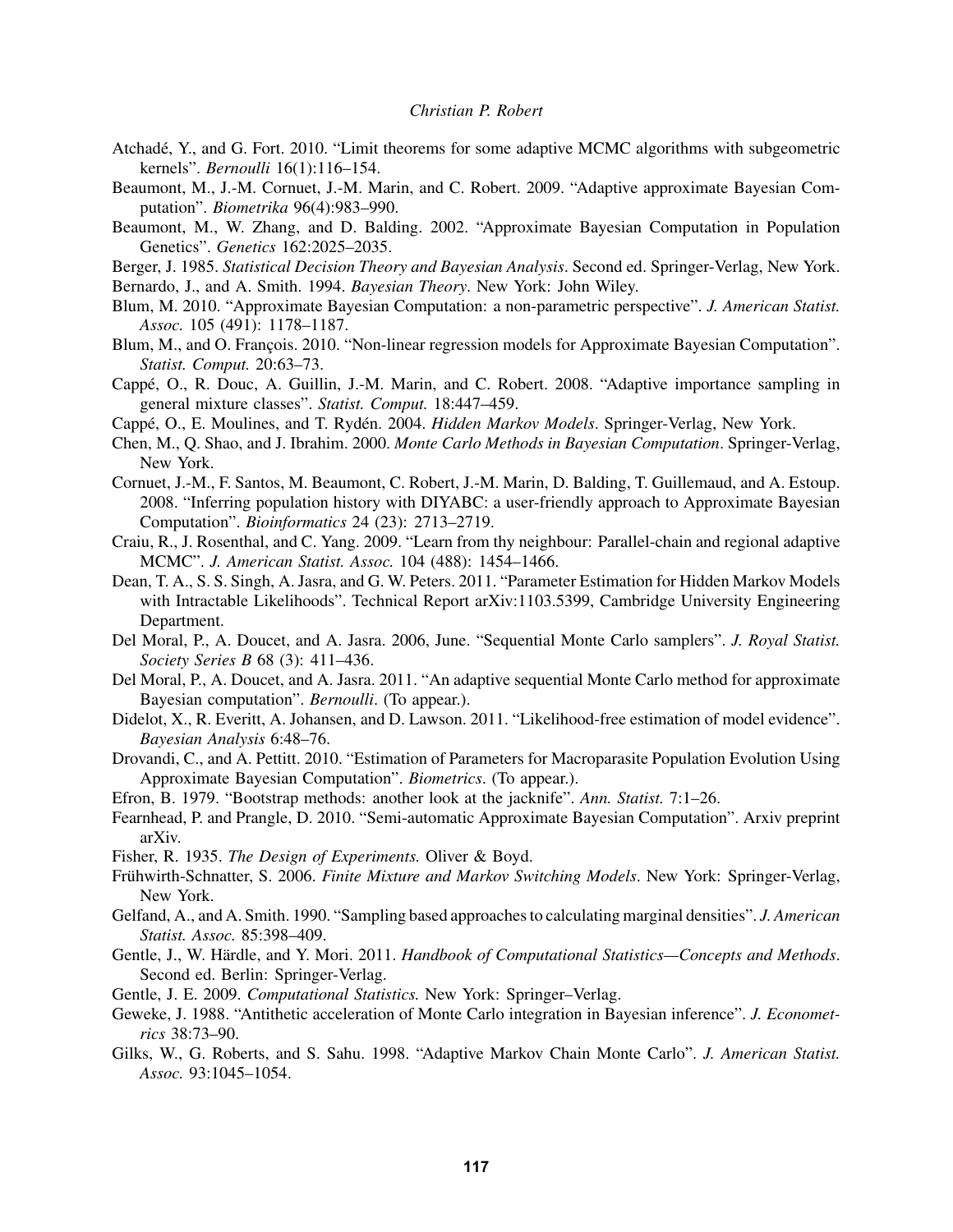Atchadé, Y., and G. Fort. 2010. "Limit theorems for some adaptive MCMC algorithms with subgeometric kernels". *Bernoulli* 16(1):116–154.

Beaumont, M., J.-M. Cornuet, J.-M. Marin, and C. Robert. 2009. "Adaptive approximate Bayesian Computation". *Biometrika* 96(4):983–990.

Beaumont, M., W. Zhang, and D. Balding. 2002. "Approximate Bayesian Computation in Population Genetics". *Genetics* 162:2025–2035.

Berger, J. 1985. *Statistical Decision Theory and Bayesian Analysis*. Second ed. Springer-Verlag, New York.

Bernardo, J., and A. Smith. 1994. *Bayesian Theory*. New York: John Wiley.

Blum, M. 2010. "Approximate Bayesian Computation: a non-parametric perspective". *J. American Statist. Assoc.* 105 (491): 1178–1187.

Blum, M., and O. François. 2010. "Non-linear regression models for Approximate Bayesian Computation". *Statist. Comput.* 20:63–73.

Cappé, O., R. Douc, A. Guillin, J.-M. Marin, and C. Robert. 2008. "Adaptive importance sampling in general mixture classes". *Statist. Comput.* 18:447–459.

Cappé, O., E. Moulines, and T. Rydén. 2004. *Hidden Markov Models*. Springer-Verlag, New York.

Chen, M., Q. Shao, and J. Ibrahim. 2000. *Monte Carlo Methods in Bayesian Computation*. Springer-Verlag, New York.

Cornuet, J.-M., F. Santos, M. Beaumont, C. Robert, J.-M. Marin, D. Balding, T. Guillemaud, and A. Estoup. 2008. "Inferring population history with DIYABC: a user-friendly approach to Approximate Bayesian Computation". *Bioinformatics* 24 (23): 2713–2719.

Craiu, R., J. Rosenthal, and C. Yang. 2009. "Learn from thy neighbour: Parallel-chain and regional adaptive MCMC". *J. American Statist. Assoc.* 104 (488): 1454–1466.

Dean, T. A., S. S. Singh, A. Jasra, and G. W. Peters. 2011. "Parameter Estimation for Hidden Markov Models with Intractable Likelihoods". Technical Report arXiv:1103.5399, Cambridge University Engineering Department.

Del Moral, P., A. Doucet, and A. Jasra. 2006, June. "Sequential Monte Carlo samplers". *J. Royal Statist. Society Series B* 68 (3): 411–436.

Del Moral, P., A. Doucet, and A. Jasra. 2011. "An adaptive sequential Monte Carlo method for approximate Bayesian computation". *Bernoulli*. (To appear.).

Didelot, X., R. Everitt, A. Johansen, and D. Lawson. 2011. "Likelihood-free estimation of model evidence". *Bayesian Analysis* 6:48–76.

Drovandi, C., and A. Pettitt. 2010. "Estimation of Parameters for Macroparasite Population Evolution Using Approximate Bayesian Computation". *Biometrics*. (To appear.).

Efron, B. 1979. "Bootstrap methods: another look at the jacknife". *Ann. Statist.* 7:1–26.

Fearnhead, P. and Prangle, D. 2010. "Semi-automatic Approximate Bayesian Computation". Arxiv preprint arXiv.

Fisher, R. 1935. *The Design of Experiments.* Oliver & Boyd.

Frühwirth-Schnatter, S. 2006. *Finite Mixture and Markov Switching Models*. New York: Springer-Verlag, New York.

Gelfand, A., and A. Smith. 1990. "Sampling based approaches to calculating marginal densities". *J. American Statist. Assoc.* 85:398–409.

Gentle, J., W. Härdle, and Y. Mori. 2011. *Handbook of Computational Statistics—Concepts and Methods*. Second ed. Berlin: Springer-Verlag.

Gentle, J. E. 2009. *Computational Statistics.* New York: Springer–Verlag.

Geweke, J. 1988. "Antithetic acceleration of Monte Carlo integration in Bayesian inference". *J. Econometrics* 38:73–90.

Gilks, W., G. Roberts, and S. Sahu. 1998. "Adaptive Markov Chain Monte Carlo". *J. American Statist. Assoc.* 93:1045–1054.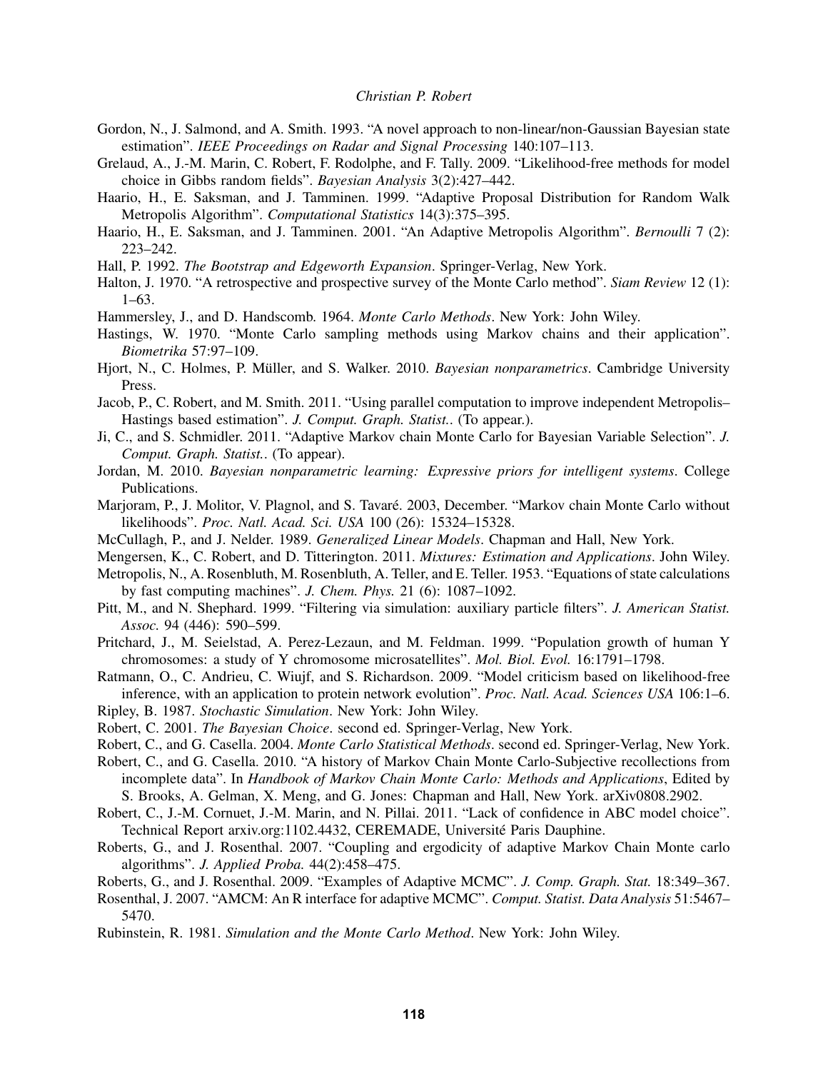Gordon, N., J. Salmond, and A. Smith. 1993. "A novel approach to non-linear/non-Gaussian Bayesian state estimation". *IEEE Proceedings on Radar and Signal Processing* 140:107–113.

Grelaud, A., J.-M. Marin, C. Robert, F. Rodolphe, and F. Tally. 2009. "Likelihood-free methods for model choice in Gibbs random fields". *Bayesian Analysis* 3(2):427–442.

Haario, H., E. Saksman, and J. Tamminen. 1999. "Adaptive Proposal Distribution for Random Walk Metropolis Algorithm". *Computational Statistics* 14(3):375–395.

Haario, H., E. Saksman, and J. Tamminen. 2001. "An Adaptive Metropolis Algorithm". *Bernoulli* 7 (2): 223–242.

Hall, P. 1992. *The Bootstrap and Edgeworth Expansion*. Springer-Verlag, New York.

Halton, J. 1970. "A retrospective and prospective survey of the Monte Carlo method". *Siam Review* 12 (1): 1–63.

Hammersley, J., and D. Handscomb. 1964. *Monte Carlo Methods*. New York: John Wiley.

Hastings, W. 1970. "Monte Carlo sampling methods using Markov chains and their application". *Biometrika* 57:97–109.

Hjort, N., C. Holmes, P. Müller, and S. Walker. 2010. *Bayesian nonparametrics*. Cambridge University Press.

Jacob, P., C. Robert, and M. Smith. 2011. "Using parallel computation to improve independent Metropolis–Hastings based estimation". *J. Comput. Graph. Statist.*. (To appear.).

Ji, C., and S. Schmidler. 2011. "Adaptive Markov chain Monte Carlo for Bayesian Variable Selection". *J. Comput. Graph. Statist.*. (To appear).

Jordan, M. 2010. *Bayesian nonparametric learning: Expressive priors for intelligent systems*. College Publications.

Marjoram, P., J. Molitor, V. Plagnol, and S. Tavaré. 2003, December. "Markov chain Monte Carlo without likelihoods". *Proc. Natl. Acad. Sci. USA* 100 (26): 15324–15328.

McCullagh, P., and J. Nelder. 1989. *Generalized Linear Models*. Chapman and Hall, New York.

Mengersen, K., C. Robert, and D. Titterington. 2011. *Mixtures: Estimation and Applications*. John Wiley.

Metropolis, N., A. Rosenbluth, M. Rosenbluth, A. Teller, and E. Teller. 1953. "Equations of state calculations by fast computing machines". *J. Chem. Phys.* 21 (6): 1087–1092.

Pitt, M., and N. Shephard. 1999. "Filtering via simulation: auxiliary particle filters". *J. American Statist. Assoc.* 94 (446): 590–599.

Pritchard, J., M. Seielstad, A. Perez-Lezaun, and M. Feldman. 1999. "Population growth of human Y chromosomes: a study of Y chromosome microsatellites". *Mol. Biol. Evol.* 16:1791–1798.

Ratmann, O., C. Andrieu, C. Wiujf, and S. Richardson. 2009. "Model criticism based on likelihood-free inference, with an application to protein network evolution". *Proc. Natl. Acad. Sciences USA* 106:1–6.

Ripley, B. 1987. *Stochastic Simulation*. New York: John Wiley.

Robert, C. 2001. *The Bayesian Choice*. second ed. Springer-Verlag, New York.

Robert, C., and G. Casella. 2004. *Monte Carlo Statistical Methods*. second ed. Springer-Verlag, New York.

Robert, C., and G. Casella. 2010. "A history of Markov Chain Monte Carlo-Subjective recollections from incomplete data". In *Handbook of Markov Chain Monte Carlo: Methods and Applications*, Edited by S. Brooks, A. Gelman, X. Meng, and G. Jones: Chapman and Hall, New York. arXiv0808.2902.

Robert, C., J.-M. Cornuet, J.-M. Marin, and N. Pillai. 2011. "Lack of confidence in ABC model choice". Technical Report arxiv.org:1102.4432, CEREMADE, Université Paris Dauphine.

Roberts, G., and J. Rosenthal. 2007. "Coupling and ergodicity of adaptive Markov Chain Monte carlo algorithms". *J. Applied Proba.* 44(2):458–475.

Roberts, G., and J. Rosenthal. 2009. "Examples of Adaptive MCMC". *J. Comp. Graph. Stat.* 18:349–367.

Rosenthal, J. 2007. "AMCM: An R interface for adaptive MCMC". *Comput. Statist. Data Analysis* 51:5467–5470.

Rubinstein, R. 1981. *Simulation and the Monte Carlo Method*. New York: John Wiley.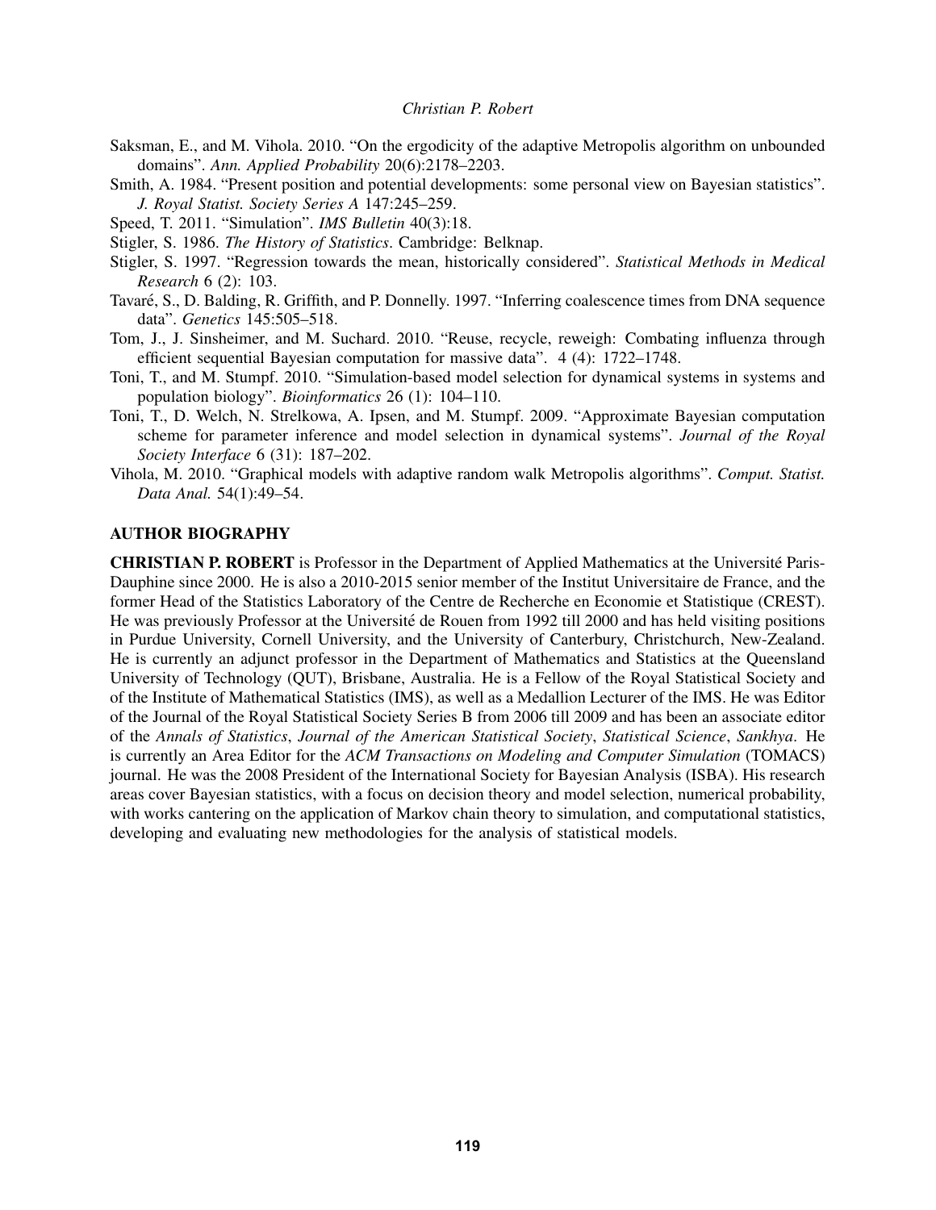Saksman, E., and M. Vihola. 2010. "On the ergodicity of the adaptive Metropolis algorithm on unbounded domains". *Ann. Applied Probability* 20(6):2178–2203.

Smith, A. 1984. "Present position and potential developments: some personal view on Bayesian statistics". *J. Royal Statist. Society Series A* 147:245–259.

Speed, T. 2011. "Simulation". *IMS Bulletin* 40(3):18.

Stigler, S. 1986. *The History of Statistics*. Cambridge: Belknap.

Stigler, S. 1997. "Regression towards the mean, historically considered". *Statistical Methods in Medical Research* 6 (2): 103.

Tavaré, S., D. Balding, R. Griffith, and P. Donnelly. 1997. "Inferring coalescence times from DNA sequence data". *Genetics* 145:505–518.

Tom, J., J. Sinsheimer, and M. Suchard. 2010. "Reuse, recycle, reweigh: Combating influenza through efficient sequential Bayesian computation for massive data". 4 (4): 1722–1748.

Toni, T., and M. Stumpf. 2010. "Simulation-based model selection for dynamical systems in systems and population biology". *Bioinformatics* 26 (1): 104–110.

Toni, T., D. Welch, N. Strelkowa, A. Ipsen, and M. Stumpf. 2009. "Approximate Bayesian computation scheme for parameter inference and model selection in dynamical systems". *Journal of the Royal Society Interface* 6 (31): 187–202.

Vihola, M. 2010. "Graphical models with adaptive random walk Metropolis algorithms". *Comput. Statist. Data Anal.* 54(1):49–54.

## AUTHOR BIOGRAPHY

**CHRISTIAN P. ROBERT** is Professor in the Department of Applied Mathematics at the Université Paris-Dauphine since 2000. He is also a 2010-2015 senior member of the Institut Universitaire de France, and the former Head of the Statistics Laboratory of the Centre de Recherche en Economie et Statistique (CREST). He was previously Professor at the Université de Rouen from 1992 till 2000 and has held visiting positions in Purdue University, Cornell University, and the University of Canterbury, Christchurch, New-Zealand. He is currently an adjunct professor in the Department of Mathematics and Statistics at the Queensland University of Technology (QUT), Brisbane, Australia. He is a Fellow of the Royal Statistical Society and of the Institute of Mathematical Statistics (IMS), as well as a Medallion Lecturer of the IMS. He was Editor of the Journal of the Royal Statistical Society Series B from 2006 till 2009 and has been an associate editor of the *Annals of Statistics*, *Journal of the American Statistical Society*, *Statistical Science*, *Sankhya*. He is currently an Area Editor for the *ACM Transactions on Modeling and Computer Simulation* (TOMACS) journal. He was the 2008 President of the International Society for Bayesian Analysis (ISBA). His research areas cover Bayesian statistics, with a focus on decision theory and model selection, numerical probability, with works cantering on the application of Markov chain theory to simulation, and computational statistics, developing and evaluating new methodologies for the analysis of statistical models.